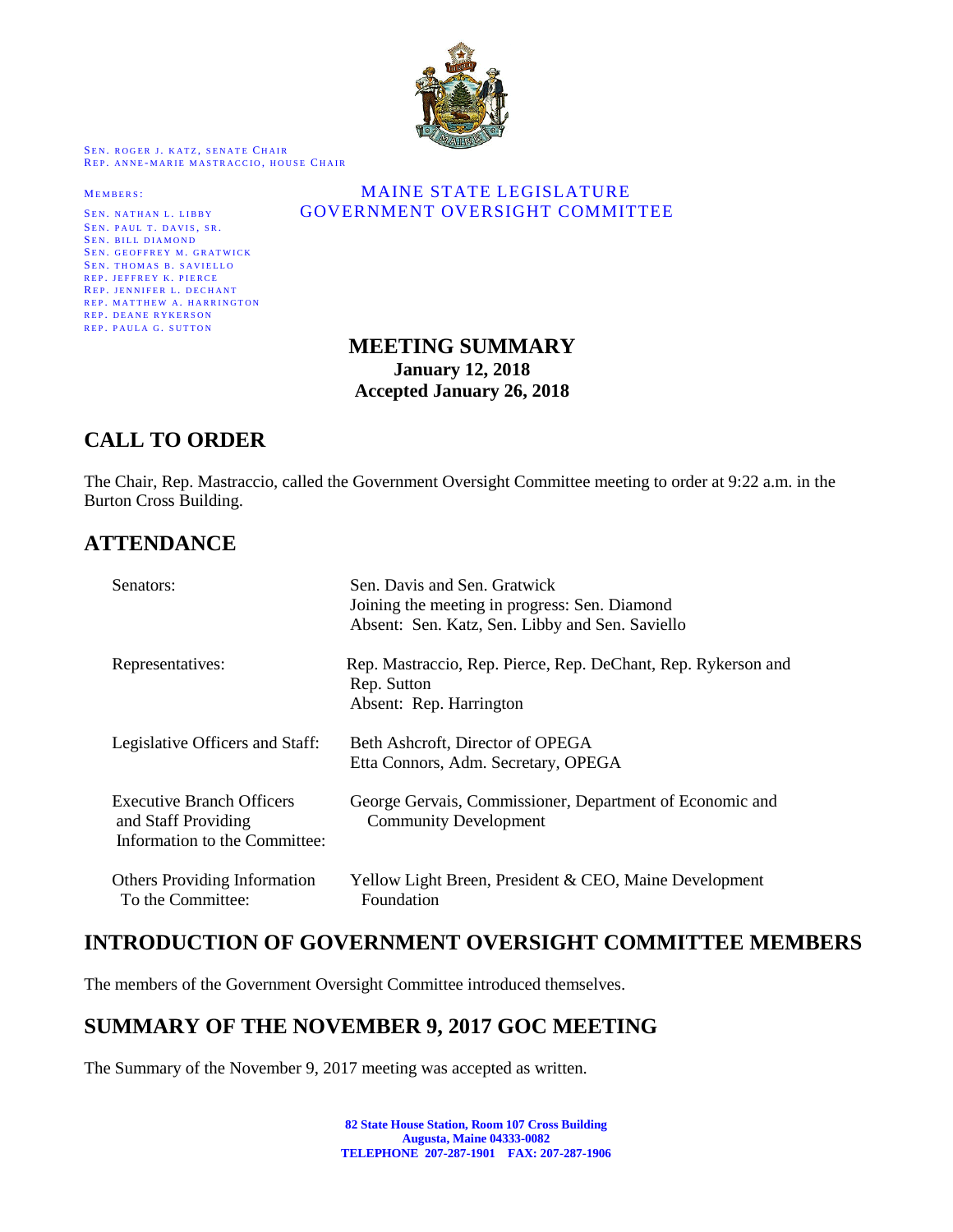SEN. ROGER J. KATZ, SENATE CHAIR
REP. ANNE-MARIE MASTRACCIO, HOUSE CHAIR

MEMBERS:
SEN. NATHAN L. LIBBY
SEN. PAUL T. DAVIS, SR.
SEN. BILL DIAMOND
SEN. GEOFFREY M. GRATWICK
SEN. THOMAS B. SAVIELLO
REP. JEFFREY K. PIERCE
REP. JENNIFER L. DECHANT
REP. MATTHEW A. HARRINGTON
REP. DEANE RYKERSON
REP. PAULA G. SUTTON

MAINE STATE LEGISLATURE
GOVERNMENT OVERSIGHT COMMITTEE

# MEETING SUMMARY

**January 12, 2018**
**Accepted January 26, 2018**

## CALL TO ORDER

The Chair, Rep. Mastraccio, called the Government Oversight Committee meeting to order at 9:22 a.m. in the Burton Cross Building.

## ATTENDANCE

| | |
|---|---|
| Senators: | Sen. Davis and Sen. Gratwick<br>Joining the meeting in progress: Sen. Diamond<br>Absent: Sen. Katz, Sen. Libby and Sen. Saviello |
| Representatives: | Rep. Mastraccio, Rep. Pierce, Rep. DeChant, Rep. Rykerson and Rep. Sutton<br>Absent: Rep. Harrington |
| Legislative Officers and Staff: | Beth Ashcroft, Director of OPEGA<br>Etta Connors, Adm. Secretary, OPEGA |
| Executive Branch Officers and Staff Providing Information to the Committee: | George Gervais, Commissioner, Department of Economic and Community Development |
| Others Providing Information To the Committee: | Yellow Light Breen, President & CEO, Maine Development Foundation |

## INTRODUCTION OF GOVERNMENT OVERSIGHT COMMITTEE MEMBERS

The members of the Government Oversight Committee introduced themselves.

## SUMMARY OF THE NOVEMBER 9, 2017 GOC MEETING

The Summary of the November 9, 2017 meeting was accepted as written.

82 State House Station, Room 107 Cross Building
Augusta, Maine 04333-0082
TELEPHONE 207-287-1901 FAX: 207-287-1906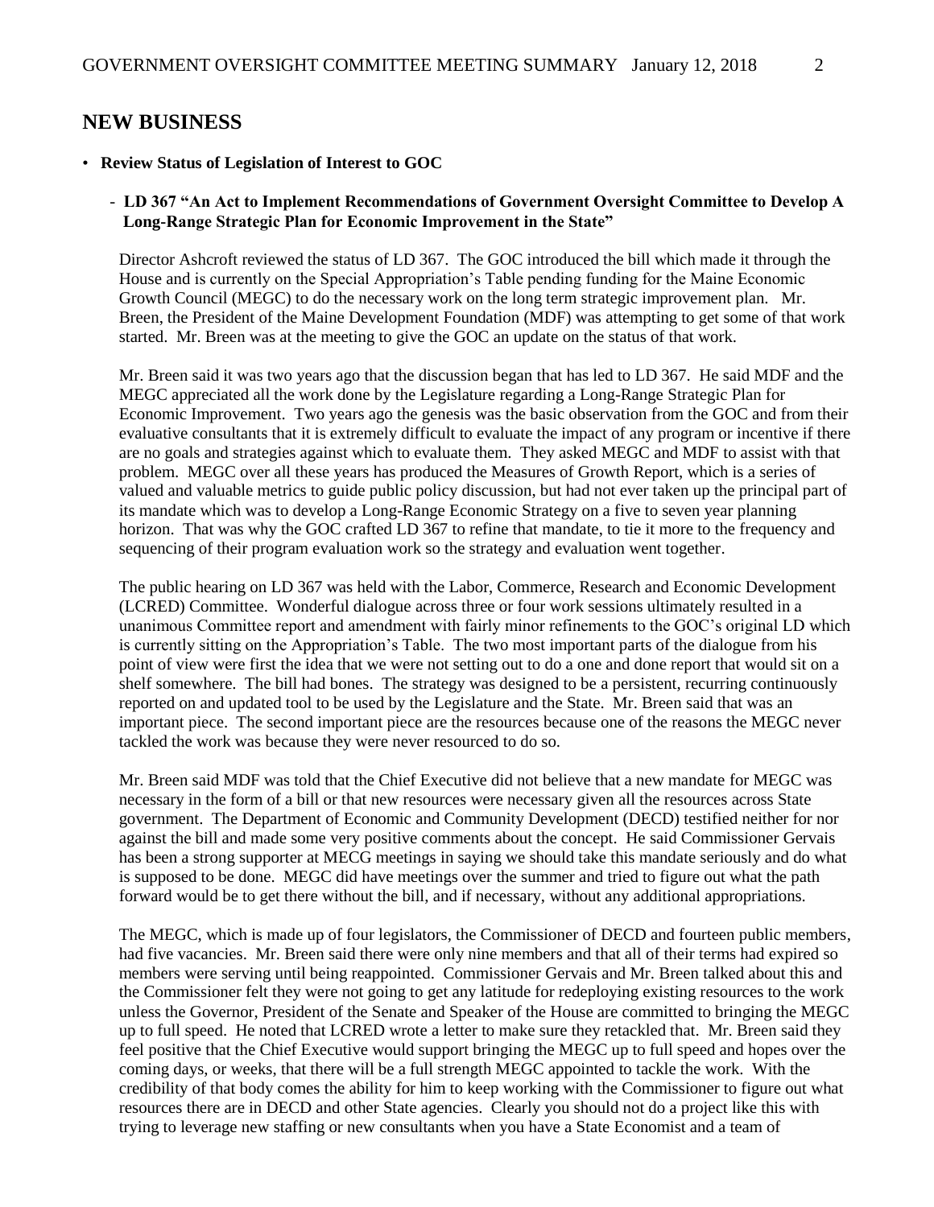## NEW BUSINESS

- **Review Status of Legislation of Interest to GOC**

  - **LD 367 "An Act to Implement Recommendations of Government Oversight Committee to Develop A Long-Range Strategic Plan for Economic Improvement in the State"**

Director Ashcroft reviewed the status of LD 367. The GOC introduced the bill which made it through the House and is currently on the Special Appropriation's Table pending funding for the Maine Economic Growth Council (MEGC) to do the necessary work on the long term strategic improvement plan. Mr. Breen, the President of the Maine Development Foundation (MDF) was attempting to get some of that work started. Mr. Breen was at the meeting to give the GOC an update on the status of that work.

Mr. Breen said it was two years ago that the discussion began that has led to LD 367. He said MDF and the MEGC appreciated all the work done by the Legislature regarding a Long-Range Strategic Plan for Economic Improvement. Two years ago the genesis was the basic observation from the GOC and from their evaluative consultants that it is extremely difficult to evaluate the impact of any program or incentive if there are no goals and strategies against which to evaluate them. They asked MEGC and MDF to assist with that problem. MEGC over all these years has produced the Measures of Growth Report, which is a series of valued and valuable metrics to guide public policy discussion, but had not ever taken up the principal part of its mandate which was to develop a Long-Range Economic Strategy on a five to seven year planning horizon. That was why the GOC crafted LD 367 to refine that mandate, to tie it more to the frequency and sequencing of their program evaluation work so the strategy and evaluation went together.

The public hearing on LD 367 was held with the Labor, Commerce, Research and Economic Development (LCRED) Committee. Wonderful dialogue across three or four work sessions ultimately resulted in a unanimous Committee report and amendment with fairly minor refinements to the GOC's original LD which is currently sitting on the Appropriation's Table. The two most important parts of the dialogue from his point of view were first the idea that we were not setting out to do a one and done report that would sit on a shelf somewhere. The bill had bones. The strategy was designed to be a persistent, recurring continuously reported on and updated tool to be used by the Legislature and the State. Mr. Breen said that was an important piece. The second important piece are the resources because one of the reasons the MEGC never tackled the work was because they were never resourced to do so.

Mr. Breen said MDF was told that the Chief Executive did not believe that a new mandate for MEGC was necessary in the form of a bill or that new resources were necessary given all the resources across State government. The Department of Economic and Community Development (DECD) testified neither for nor against the bill and made some very positive comments about the concept. He said Commissioner Gervais has been a strong supporter at MECG meetings in saying we should take this mandate seriously and do what is supposed to be done. MEGC did have meetings over the summer and tried to figure out what the path forward would be to get there without the bill, and if necessary, without any additional appropriations.

The MEGC, which is made up of four legislators, the Commissioner of DECD and fourteen public members, had five vacancies. Mr. Breen said there were only nine members and that all of their terms had expired so members were serving until being reappointed. Commissioner Gervais and Mr. Breen talked about this and the Commissioner felt they were not going to get any latitude for redeploying existing resources to the work unless the Governor, President of the Senate and Speaker of the House are committed to bringing the MEGC up to full speed. He noted that LCRED wrote a letter to make sure they retackled that. Mr. Breen said they feel positive that the Chief Executive would support bringing the MEGC up to full speed and hopes over the coming days, or weeks, that there will be a full strength MEGC appointed to tackle the work. With the credibility of that body comes the ability for him to keep working with the Commissioner to figure out what resources there are in DECD and other State agencies. Clearly you should not do a project like this with trying to leverage new staffing or new consultants when you have a State Economist and a team of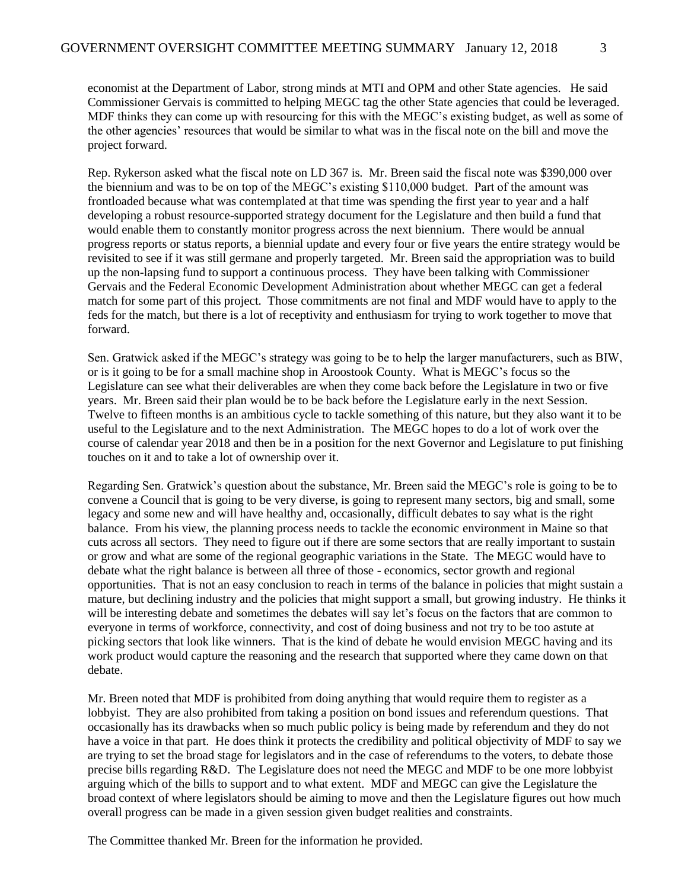economist at the Department of Labor, strong minds at MTI and OPM and other State agencies. He said Commissioner Gervais is committed to helping MEGC tag the other State agencies that could be leveraged. MDF thinks they can come up with resourcing for this with the MEGC's existing budget, as well as some of the other agencies' resources that would be similar to what was in the fiscal note on the bill and move the project forward.

Rep. Rykerson asked what the fiscal note on LD 367 is. Mr. Breen said the fiscal note was $390,000 over the biennium and was to be on top of the MEGC's existing $110,000 budget. Part of the amount was frontloaded because what was contemplated at that time was spending the first year to year and a half developing a robust resource-supported strategy document for the Legislature and then build a fund that would enable them to constantly monitor progress across the next biennium. There would be annual progress reports or status reports, a biennial update and every four or five years the entire strategy would be revisited to see if it was still germane and properly targeted. Mr. Breen said the appropriation was to build up the non-lapsing fund to support a continuous process. They have been talking with Commissioner Gervais and the Federal Economic Development Administration about whether MEGC can get a federal match for some part of this project. Those commitments are not final and MDF would have to apply to the feds for the match, but there is a lot of receptivity and enthusiasm for trying to work together to move that forward.

Sen. Gratwick asked if the MEGC's strategy was going to be to help the larger manufacturers, such as BIW, or is it going to be for a small machine shop in Aroostook County. What is MEGC's focus so the Legislature can see what their deliverables are when they come back before the Legislature in two or five years. Mr. Breen said their plan would be to be back before the Legislature early in the next Session. Twelve to fifteen months is an ambitious cycle to tackle something of this nature, but they also want it to be useful to the Legislature and to the next Administration. The MEGC hopes to do a lot of work over the course of calendar year 2018 and then be in a position for the next Governor and Legislature to put finishing touches on it and to take a lot of ownership over it.

Regarding Sen. Gratwick's question about the substance, Mr. Breen said the MEGC's role is going to be to convene a Council that is going to be very diverse, is going to represent many sectors, big and small, some legacy and some new and will have healthy and, occasionally, difficult debates to say what is the right balance. From his view, the planning process needs to tackle the economic environment in Maine so that cuts across all sectors. They need to figure out if there are some sectors that are really important to sustain or grow and what are some of the regional geographic variations in the State. The MEGC would have to debate what the right balance is between all three of those - economics, sector growth and regional opportunities. That is not an easy conclusion to reach in terms of the balance in policies that might sustain a mature, but declining industry and the policies that might support a small, but growing industry. He thinks it will be interesting debate and sometimes the debates will say let's focus on the factors that are common to everyone in terms of workforce, connectivity, and cost of doing business and not try to be too astute at picking sectors that look like winners. That is the kind of debate he would envision MEGC having and its work product would capture the reasoning and the research that supported where they came down on that debate.

Mr. Breen noted that MDF is prohibited from doing anything that would require them to register as a lobbyist. They are also prohibited from taking a position on bond issues and referendum questions. That occasionally has its drawbacks when so much public policy is being made by referendum and they do not have a voice in that part. He does think it protects the credibility and political objectivity of MDF to say we are trying to set the broad stage for legislators and in the case of referendums to the voters, to debate those precise bills regarding R&D. The Legislature does not need the MEGC and MDF to be one more lobbyist arguing which of the bills to support and to what extent. MDF and MEGC can give the Legislature the broad context of where legislators should be aiming to move and then the Legislature figures out how much overall progress can be made in a given session given budget realities and constraints.

The Committee thanked Mr. Breen for the information he provided.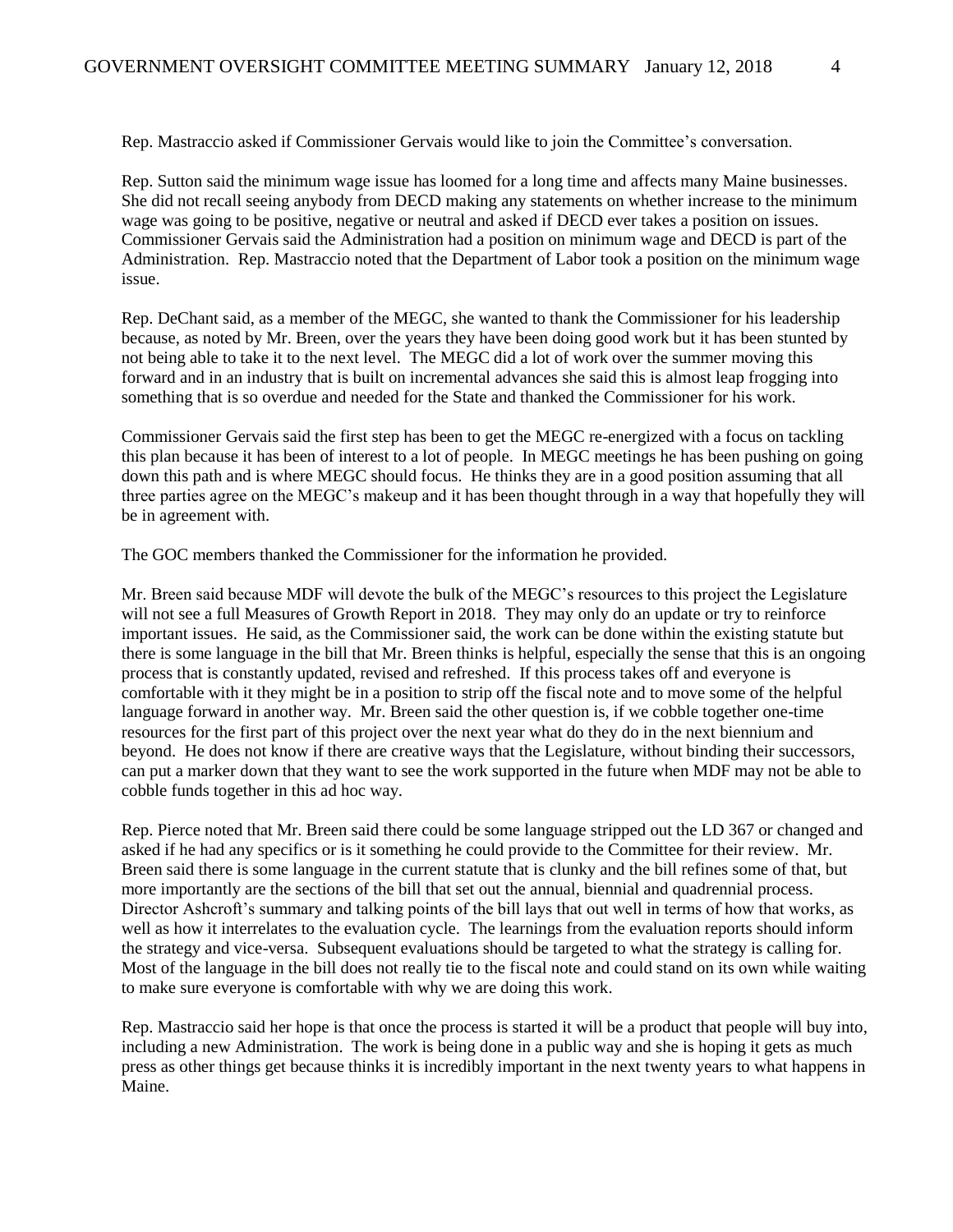Rep. Mastraccio asked if Commissioner Gervais would like to join the Committee's conversation.

Rep. Sutton said the minimum wage issue has loomed for a long time and affects many Maine businesses. She did not recall seeing anybody from DECD making any statements on whether increase to the minimum wage was going to be positive, negative or neutral and asked if DECD ever takes a position on issues. Commissioner Gervais said the Administration had a position on minimum wage and DECD is part of the Administration. Rep. Mastraccio noted that the Department of Labor took a position on the minimum wage issue.

Rep. DeChant said, as a member of the MEGC, she wanted to thank the Commissioner for his leadership because, as noted by Mr. Breen, over the years they have been doing good work but it has been stunted by not being able to take it to the next level. The MEGC did a lot of work over the summer moving this forward and in an industry that is built on incremental advances she said this is almost leap frogging into something that is so overdue and needed for the State and thanked the Commissioner for his work.

Commissioner Gervais said the first step has been to get the MEGC re-energized with a focus on tackling this plan because it has been of interest to a lot of people. In MEGC meetings he has been pushing on going down this path and is where MEGC should focus. He thinks they are in a good position assuming that all three parties agree on the MEGC's makeup and it has been thought through in a way that hopefully they will be in agreement with.

The GOC members thanked the Commissioner for the information he provided.

Mr. Breen said because MDF will devote the bulk of the MEGC's resources to this project the Legislature will not see a full Measures of Growth Report in 2018. They may only do an update or try to reinforce important issues. He said, as the Commissioner said, the work can be done within the existing statute but there is some language in the bill that Mr. Breen thinks is helpful, especially the sense that this is an ongoing process that is constantly updated, revised and refreshed. If this process takes off and everyone is comfortable with it they might be in a position to strip off the fiscal note and to move some of the helpful language forward in another way. Mr. Breen said the other question is, if we cobble together one-time resources for the first part of this project over the next year what do they do in the next biennium and beyond. He does not know if there are creative ways that the Legislature, without binding their successors, can put a marker down that they want to see the work supported in the future when MDF may not be able to cobble funds together in this ad hoc way.

Rep. Pierce noted that Mr. Breen said there could be some language stripped out the LD 367 or changed and asked if he had any specifics or is it something he could provide to the Committee for their review. Mr. Breen said there is some language in the current statute that is clunky and the bill refines some of that, but more importantly are the sections of the bill that set out the annual, biennial and quadrennial process. Director Ashcroft's summary and talking points of the bill lays that out well in terms of how that works, as well as how it interrelates to the evaluation cycle. The learnings from the evaluation reports should inform the strategy and vice-versa. Subsequent evaluations should be targeted to what the strategy is calling for. Most of the language in the bill does not really tie to the fiscal note and could stand on its own while waiting to make sure everyone is comfortable with why we are doing this work.

Rep. Mastraccio said her hope is that once the process is started it will be a product that people will buy into, including a new Administration. The work is being done in a public way and she is hoping it gets as much press as other things get because thinks it is incredibly important in the next twenty years to what happens in Maine.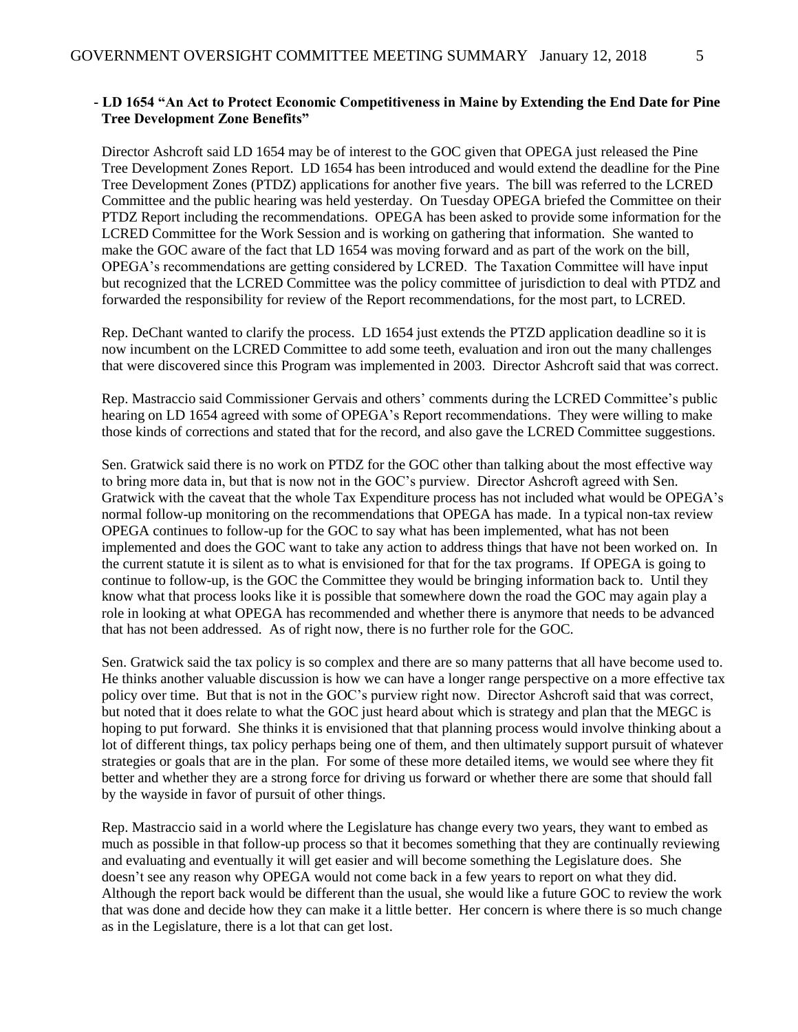- **LD 1654 "An Act to Protect Economic Competitiveness in Maine by Extending the End Date for Pine Tree Development Zone Benefits"**

Director Ashcroft said LD 1654 may be of interest to the GOC given that OPEGA just released the Pine Tree Development Zones Report. LD 1654 has been introduced and would extend the deadline for the Pine Tree Development Zones (PTDZ) applications for another five years. The bill was referred to the LCRED Committee and the public hearing was held yesterday. On Tuesday OPEGA briefed the Committee on their PTDZ Report including the recommendations. OPEGA has been asked to provide some information for the LCRED Committee for the Work Session and is working on gathering that information. She wanted to make the GOC aware of the fact that LD 1654 was moving forward and as part of the work on the bill, OPEGA's recommendations are getting considered by LCRED. The Taxation Committee will have input but recognized that the LCRED Committee was the policy committee of jurisdiction to deal with PTDZ and forwarded the responsibility for review of the Report recommendations, for the most part, to LCRED.

Rep. DeChant wanted to clarify the process. LD 1654 just extends the PTZD application deadline so it is now incumbent on the LCRED Committee to add some teeth, evaluation and iron out the many challenges that were discovered since this Program was implemented in 2003. Director Ashcroft said that was correct.

Rep. Mastraccio said Commissioner Gervais and others' comments during the LCRED Committee's public hearing on LD 1654 agreed with some of OPEGA's Report recommendations. They were willing to make those kinds of corrections and stated that for the record, and also gave the LCRED Committee suggestions.

Sen. Gratwick said there is no work on PTDZ for the GOC other than talking about the most effective way to bring more data in, but that is now not in the GOC's purview. Director Ashcroft agreed with Sen. Gratwick with the caveat that the whole Tax Expenditure process has not included what would be OPEGA's normal follow-up monitoring on the recommendations that OPEGA has made. In a typical non-tax review OPEGA continues to follow-up for the GOC to say what has been implemented, what has not been implemented and does the GOC want to take any action to address things that have not been worked on. In the current statute it is silent as to what is envisioned for that for the tax programs. If OPEGA is going to continue to follow-up, is the GOC the Committee they would be bringing information back to. Until they know what that process looks like it is possible that somewhere down the road the GOC may again play a role in looking at what OPEGA has recommended and whether there is anymore that needs to be advanced that has not been addressed. As of right now, there is no further role for the GOC.

Sen. Gratwick said the tax policy is so complex and there are so many patterns that all have become used to. He thinks another valuable discussion is how we can have a longer range perspective on a more effective tax policy over time. But that is not in the GOC's purview right now. Director Ashcroft said that was correct, but noted that it does relate to what the GOC just heard about which is strategy and plan that the MEGC is hoping to put forward. She thinks it is envisioned that that planning process would involve thinking about a lot of different things, tax policy perhaps being one of them, and then ultimately support pursuit of whatever strategies or goals that are in the plan. For some of these more detailed items, we would see where they fit better and whether they are a strong force for driving us forward or whether there are some that should fall by the wayside in favor of pursuit of other things.

Rep. Mastraccio said in a world where the Legislature has change every two years, they want to embed as much as possible in that follow-up process so that it becomes something that they are continually reviewing and evaluating and eventually it will get easier and will become something the Legislature does. She doesn't see any reason why OPEGA would not come back in a few years to report on what they did. Although the report back would be different than the usual, she would like a future GOC to review the work that was done and decide how they can make it a little better. Her concern is where there is so much change as in the Legislature, there is a lot that can get lost.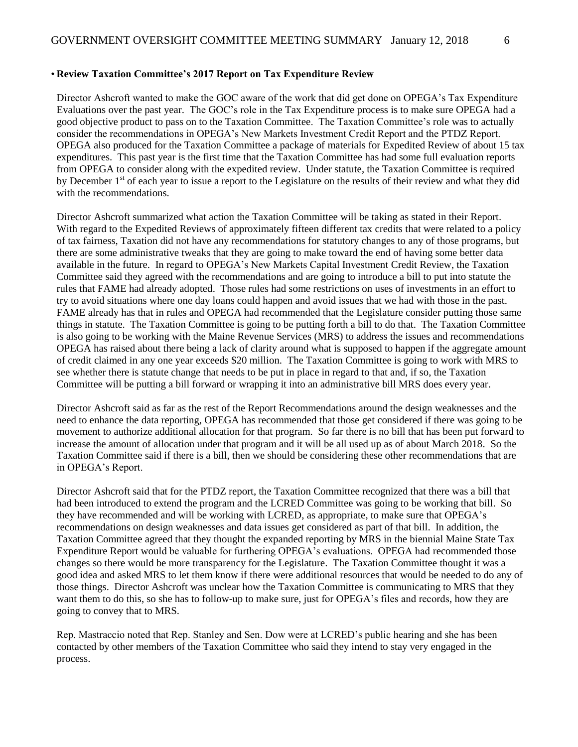- **Review Taxation Committee's 2017 Report on Tax Expenditure Review**

Director Ashcroft wanted to make the GOC aware of the work that did get done on OPEGA's Tax Expenditure Evaluations over the past year. The GOC's role in the Tax Expenditure process is to make sure OPEGA had a good objective product to pass on to the Taxation Committee. The Taxation Committee's role was to actually consider the recommendations in OPEGA's New Markets Investment Credit Report and the PTDZ Report. OPEGA also produced for the Taxation Committee a package of materials for Expedited Review of about 15 tax expenditures. This past year is the first time that the Taxation Committee has had some full evaluation reports from OPEGA to consider along with the expedited review. Under statute, the Taxation Committee is required by December 1st of each year to issue a report to the Legislature on the results of their review and what they did with the recommendations.

Director Ashcroft summarized what action the Taxation Committee will be taking as stated in their Report. With regard to the Expedited Reviews of approximately fifteen different tax credits that were related to a policy of tax fairness, Taxation did not have any recommendations for statutory changes to any of those programs, but there are some administrative tweaks that they are going to make toward the end of having some better data available in the future. In regard to OPEGA's New Markets Capital Investment Credit Review, the Taxation Committee said they agreed with the recommendations and are going to introduce a bill to put into statute the rules that FAME had already adopted. Those rules had some restrictions on uses of investments in an effort to try to avoid situations where one day loans could happen and avoid issues that we had with those in the past. FAME already has that in rules and OPEGA had recommended that the Legislature consider putting those same things in statute. The Taxation Committee is going to be putting forth a bill to do that. The Taxation Committee is also going to be working with the Maine Revenue Services (MRS) to address the issues and recommendations OPEGA has raised about there being a lack of clarity around what is supposed to happen if the aggregate amount of credit claimed in any one year exceeds \$20 million. The Taxation Committee is going to work with MRS to see whether there is statute change that needs to be put in place in regard to that and, if so, the Taxation Committee will be putting a bill forward or wrapping it into an administrative bill MRS does every year.

Director Ashcroft said as far as the rest of the Report Recommendations around the design weaknesses and the need to enhance the data reporting, OPEGA has recommended that those get considered if there was going to be movement to authorize additional allocation for that program. So far there is no bill that has been put forward to increase the amount of allocation under that program and it will be all used up as of about March 2018. So the Taxation Committee said if there is a bill, then we should be considering these other recommendations that are in OPEGA's Report.

Director Ashcroft said that for the PTDZ report, the Taxation Committee recognized that there was a bill that had been introduced to extend the program and the LCRED Committee was going to be working that bill. So they have recommended and will be working with LCRED, as appropriate, to make sure that OPEGA's recommendations on design weaknesses and data issues get considered as part of that bill. In addition, the Taxation Committee agreed that they thought the expanded reporting by MRS in the biennial Maine State Tax Expenditure Report would be valuable for furthering OPEGA's evaluations. OPEGA had recommended those changes so there would be more transparency for the Legislature. The Taxation Committee thought it was a good idea and asked MRS to let them know if there were additional resources that would be needed to do any of those things. Director Ashcroft was unclear how the Taxation Committee is communicating to MRS that they want them to do this, so she has to follow-up to make sure, just for OPEGA's files and records, how they are going to convey that to MRS.

Rep. Mastraccio noted that Rep. Stanley and Sen. Dow were at LCRED's public hearing and she has been contacted by other members of the Taxation Committee who said they intend to stay very engaged in the process.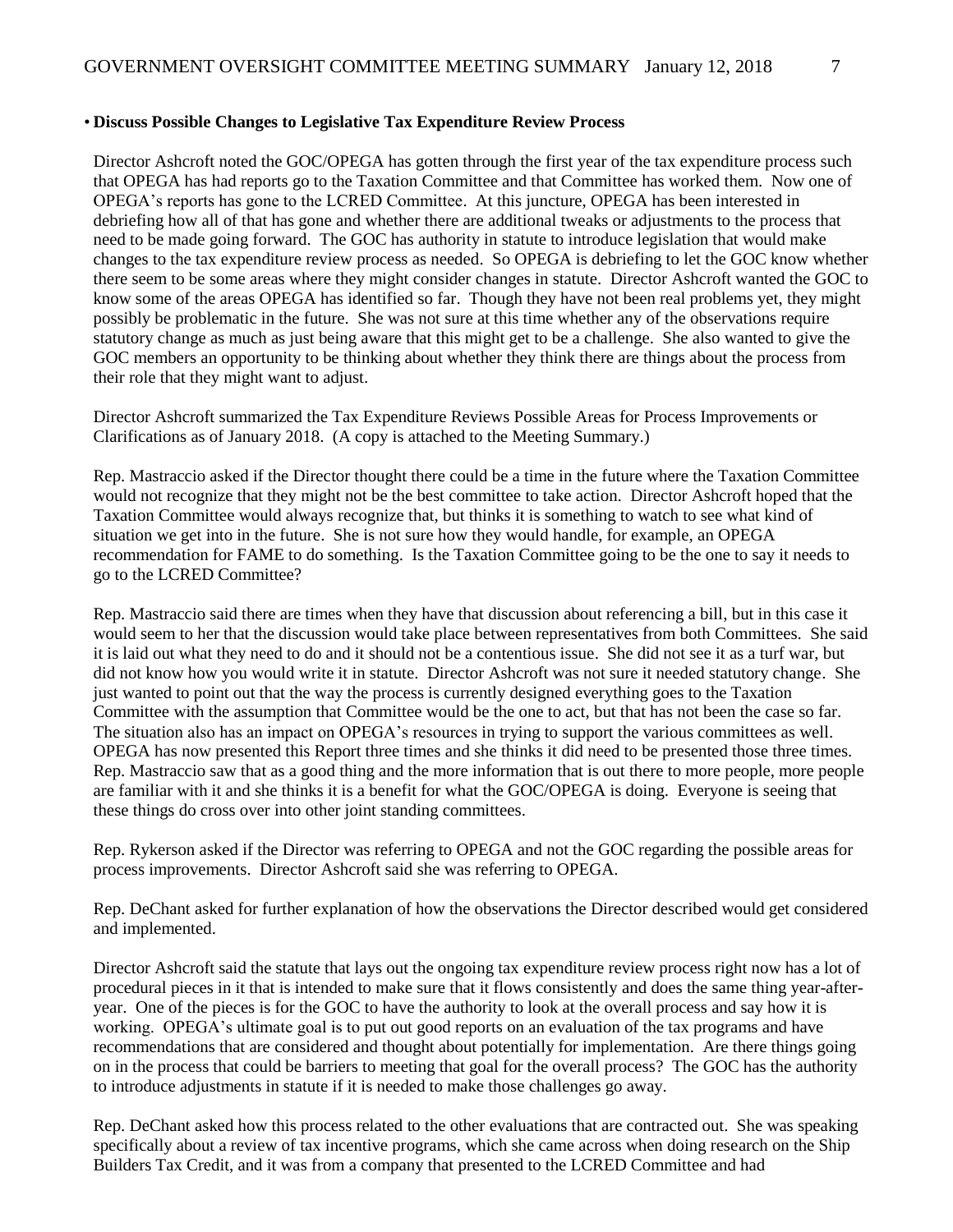• **Discuss Possible Changes to Legislative Tax Expenditure Review Process**

Director Ashcroft noted the GOC/OPEGA has gotten through the first year of the tax expenditure process such that OPEGA has had reports go to the Taxation Committee and that Committee has worked them. Now one of OPEGA's reports has gone to the LCRED Committee. At this juncture, OPEGA has been interested in debriefing how all of that has gone and whether there are additional tweaks or adjustments to the process that need to be made going forward. The GOC has authority in statute to introduce legislation that would make changes to the tax expenditure review process as needed. So OPEGA is debriefing to let the GOC know whether there seem to be some areas where they might consider changes in statute. Director Ashcroft wanted the GOC to know some of the areas OPEGA has identified so far. Though they have not been real problems yet, they might possibly be problematic in the future. She was not sure at this time whether any of the observations require statutory change as much as just being aware that this might get to be a challenge. She also wanted to give the GOC members an opportunity to be thinking about whether they think there are things about the process from their role that they might want to adjust.

Director Ashcroft summarized the Tax Expenditure Reviews Possible Areas for Process Improvements or Clarifications as of January 2018. (A copy is attached to the Meeting Summary.)

Rep. Mastraccio asked if the Director thought there could be a time in the future where the Taxation Committee would not recognize that they might not be the best committee to take action. Director Ashcroft hoped that the Taxation Committee would always recognize that, but thinks it is something to watch to see what kind of situation we get into in the future. She is not sure how they would handle, for example, an OPEGA recommendation for FAME to do something. Is the Taxation Committee going to be the one to say it needs to go to the LCRED Committee?

Rep. Mastraccio said there are times when they have that discussion about referencing a bill, but in this case it would seem to her that the discussion would take place between representatives from both Committees. She said it is laid out what they need to do and it should not be a contentious issue. She did not see it as a turf war, but did not know how you would write it in statute. Director Ashcroft was not sure it needed statutory change. She just wanted to point out that the way the process is currently designed everything goes to the Taxation Committee with the assumption that Committee would be the one to act, but that has not been the case so far. The situation also has an impact on OPEGA's resources in trying to support the various committees as well. OPEGA has now presented this Report three times and she thinks it did need to be presented those three times. Rep. Mastraccio saw that as a good thing and the more information that is out there to more people, more people are familiar with it and she thinks it is a benefit for what the GOC/OPEGA is doing. Everyone is seeing that these things do cross over into other joint standing committees.

Rep. Rykerson asked if the Director was referring to OPEGA and not the GOC regarding the possible areas for process improvements. Director Ashcroft said she was referring to OPEGA.

Rep. DeChant asked for further explanation of how the observations the Director described would get considered and implemented.

Director Ashcroft said the statute that lays out the ongoing tax expenditure review process right now has a lot of procedural pieces in it that is intended to make sure that it flows consistently and does the same thing year-after-year. One of the pieces is for the GOC to have the authority to look at the overall process and say how it is working. OPEGA's ultimate goal is to put out good reports on an evaluation of the tax programs and have recommendations that are considered and thought about potentially for implementation. Are there things going on in the process that could be barriers to meeting that goal for the overall process? The GOC has the authority to introduce adjustments in statute if it is needed to make those challenges go away.

Rep. DeChant asked how this process related to the other evaluations that are contracted out. She was speaking specifically about a review of tax incentive programs, which she came across when doing research on the Ship Builders Tax Credit, and it was from a company that presented to the LCRED Committee and had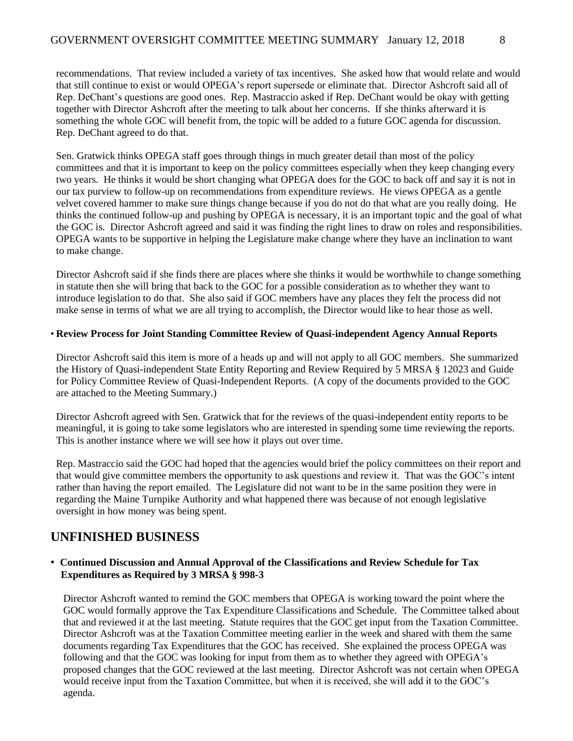recommendations. That review included a variety of tax incentives. She asked how that would relate and would that still continue to exist or would OPEGA's report supersede or eliminate that. Director Ashcroft said all of Rep. DeChant's questions are good ones. Rep. Mastraccio asked if Rep. DeChant would be okay with getting together with Director Ashcroft after the meeting to talk about her concerns. If she thinks afterward it is something the whole GOC will benefit from, the topic will be added to a future GOC agenda for discussion. Rep. DeChant agreed to do that.

Sen. Gratwick thinks OPEGA staff goes through things in much greater detail than most of the policy committees and that it is important to keep on the policy committees especially when they keep changing every two years. He thinks it would be short changing what OPEGA does for the GOC to back off and say it is not in our tax purview to follow-up on recommendations from expenditure reviews. He views OPEGA as a gentle velvet covered hammer to make sure things change because if you do not do that what are you really doing. He thinks the continued follow-up and pushing by OPEGA is necessary, it is an important topic and the goal of what the GOC is. Director Ashcroft agreed and said it was finding the right lines to draw on roles and responsibilities. OPEGA wants to be supportive in helping the Legislature make change where they have an inclination to want to make change.

Director Ashcroft said if she finds there are places where she thinks it would be worthwhile to change something in statute then she will bring that back to the GOC for a possible consideration as to whether they want to introduce legislation to do that. She also said if GOC members have any places they felt the process did not make sense in terms of what we are all trying to accomplish, the Director would like to hear those as well.

- **Review Process for Joint Standing Committee Review of Quasi-independent Agency Annual Reports**

Director Ashcroft said this item is more of a heads up and will not apply to all GOC members. She summarized the History of Quasi-independent State Entity Reporting and Review Required by 5 MRSA § 12023 and Guide for Policy Committee Review of Quasi-Independent Reports. (A copy of the documents provided to the GOC are attached to the Meeting Summary.)

Director Ashcroft agreed with Sen. Gratwick that for the reviews of the quasi-independent entity reports to be meaningful, it is going to take some legislators who are interested in spending some time reviewing the reports. This is another instance where we will see how it plays out over time.

Rep. Mastraccio said the GOC had hoped that the agencies would brief the policy committees on their report and that would give committee members the opportunity to ask questions and review it. That was the GOC's intent rather than having the report emailed. The Legislature did not want to be in the same position they were in regarding the Maine Turnpike Authority and what happened there was because of not enough legislative oversight in how money was being spent.

## UNFINISHED BUSINESS

- **Continued Discussion and Annual Approval of the Classifications and Review Schedule for Tax Expenditures as Required by 3 MRSA § 998-3**

Director Ashcroft wanted to remind the GOC members that OPEGA is working toward the point where the GOC would formally approve the Tax Expenditure Classifications and Schedule. The Committee talked about that and reviewed it at the last meeting. Statute requires that the GOC get input from the Taxation Committee. Director Ashcroft was at the Taxation Committee meeting earlier in the week and shared with them the same documents regarding Tax Expenditures that the GOC has received. She explained the process OPEGA was following and that the GOC was looking for input from them as to whether they agreed with OPEGA's proposed changes that the GOC reviewed at the last meeting. Director Ashcroft was not certain when OPEGA would receive input from the Taxation Committee, but when it is received, she will add it to the GOC's agenda.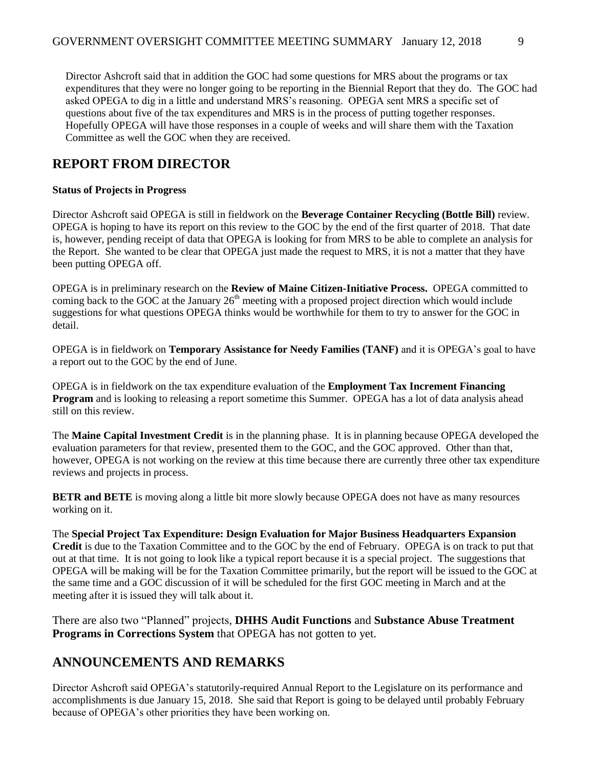Director Ashcroft said that in addition the GOC had some questions for MRS about the programs or tax expenditures that they were no longer going to be reporting in the Biennial Report that they do. The GOC had asked OPEGA to dig in a little and understand MRS's reasoning. OPEGA sent MRS a specific set of questions about five of the tax expenditures and MRS is in the process of putting together responses. Hopefully OPEGA will have those responses in a couple of weeks and will share them with the Taxation Committee as well the GOC when they are received.

## REPORT FROM DIRECTOR

**Status of Projects in Progress**

Director Ashcroft said OPEGA is still in fieldwork on the **Beverage Container Recycling (Bottle Bill)** review. OPEGA is hoping to have its report on this review to the GOC by the end of the first quarter of 2018. That date is, however, pending receipt of data that OPEGA is looking for from MRS to be able to complete an analysis for the Report. She wanted to be clear that OPEGA just made the request to MRS, it is not a matter that they have been putting OPEGA off.

OPEGA is in preliminary research on the **Review of Maine Citizen-Initiative Process.** OPEGA committed to coming back to the GOC at the January 26th meeting with a proposed project direction which would include suggestions for what questions OPEGA thinks would be worthwhile for them to try to answer for the GOC in detail.

OPEGA is in fieldwork on **Temporary Assistance for Needy Families (TANF)** and it is OPEGA's goal to have a report out to the GOC by the end of June.

OPEGA is in fieldwork on the tax expenditure evaluation of the **Employment Tax Increment Financing Program** and is looking to releasing a report sometime this Summer. OPEGA has a lot of data analysis ahead still on this review.

The **Maine Capital Investment Credit** is in the planning phase. It is in planning because OPEGA developed the evaluation parameters for that review, presented them to the GOC, and the GOC approved. Other than that, however, OPEGA is not working on the review at this time because there are currently three other tax expenditure reviews and projects in process.

**BETR and BETE** is moving along a little bit more slowly because OPEGA does not have as many resources working on it.

The **Special Project Tax Expenditure: Design Evaluation for Major Business Headquarters Expansion Credit** is due to the Taxation Committee and to the GOC by the end of February. OPEGA is on track to put that out at that time. It is not going to look like a typical report because it is a special project. The suggestions that OPEGA will be making will be for the Taxation Committee primarily, but the report will be issued to the GOC at the same time and a GOC discussion of it will be scheduled for the first GOC meeting in March and at the meeting after it is issued they will talk about it.

There are also two "Planned" projects, **DHHS Audit Functions** and **Substance Abuse Treatment Programs in Corrections System** that OPEGA has not gotten to yet.

## ANNOUNCEMENTS AND REMARKS

Director Ashcroft said OPEGA's statutorily-required Annual Report to the Legislature on its performance and accomplishments is due January 15, 2018. She said that Report is going to be delayed until probably February because of OPEGA's other priorities they have been working on.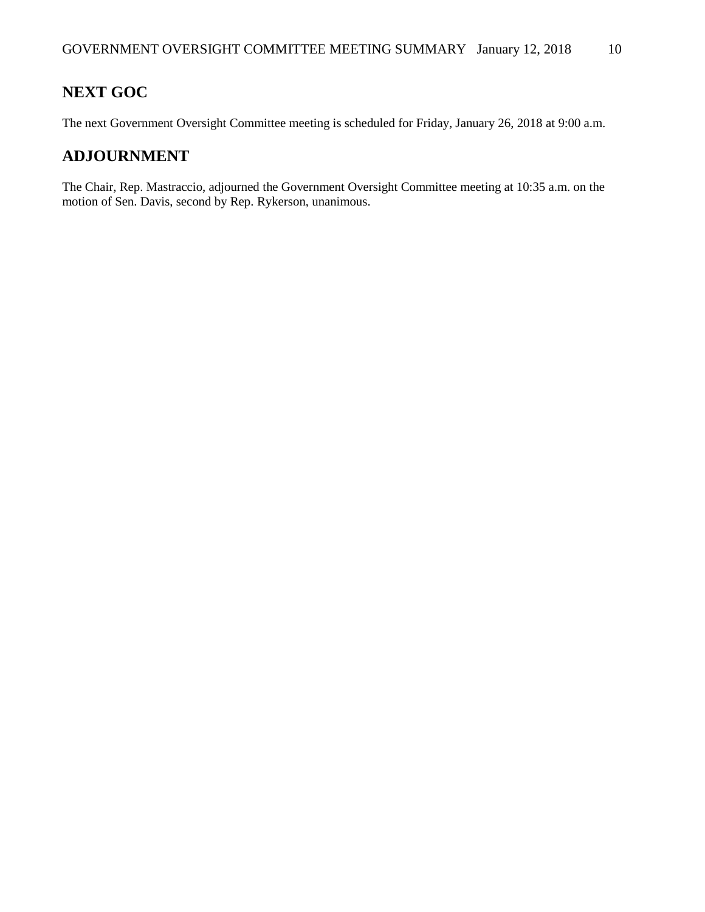## NEXT GOC

The next Government Oversight Committee meeting is scheduled for Friday, January 26, 2018 at 9:00 a.m.

## ADJOURNMENT

The Chair, Rep. Mastraccio, adjourned the Government Oversight Committee meeting at 10:35 a.m. on the motion of Sen. Davis, second by Rep. Rykerson, unanimous.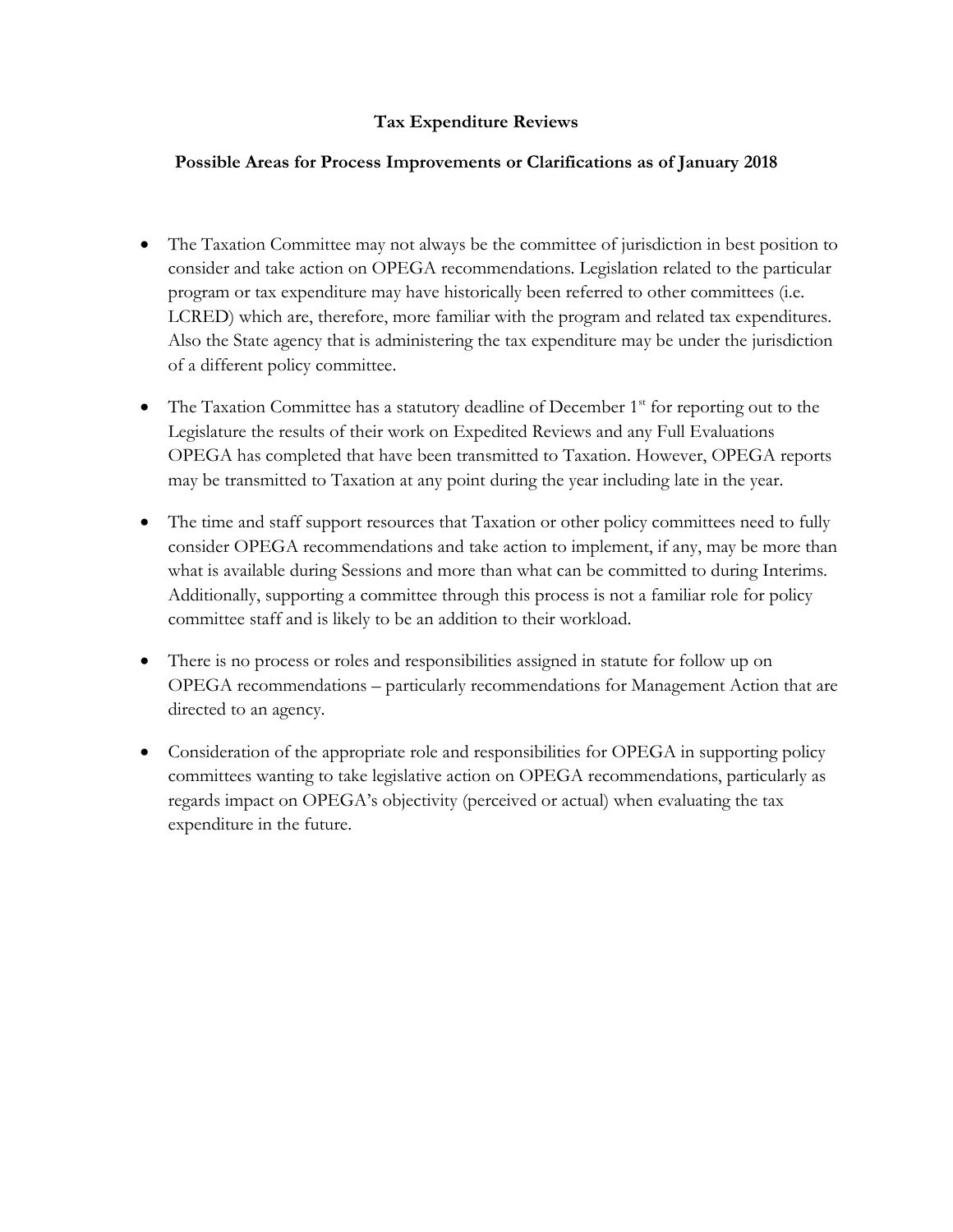**Tax Expenditure Reviews**

**Possible Areas for Process Improvements or Clarifications as of January 2018**

- The Taxation Committee may not always be the committee of jurisdiction in best position to consider and take action on OPEGA recommendations. Legislation related to the particular program or tax expenditure may have historically been referred to other committees (i.e. LCRED) which are, therefore, more familiar with the program and related tax expenditures. Also the State agency that is administering the tax expenditure may be under the jurisdiction of a different policy committee.
- The Taxation Committee has a statutory deadline of December 1st for reporting out to the Legislature the results of their work on Expedited Reviews and any Full Evaluations OPEGA has completed that have been transmitted to Taxation. However, OPEGA reports may be transmitted to Taxation at any point during the year including late in the year.
- The time and staff support resources that Taxation or other policy committees need to fully consider OPEGA recommendations and take action to implement, if any, may be more than what is available during Sessions and more than what can be committed to during Interims. Additionally, supporting a committee through this process is not a familiar role for policy committee staff and is likely to be an addition to their workload.
- There is no process or roles and responsibilities assigned in statute for follow up on OPEGA recommendations – particularly recommendations for Management Action that are directed to an agency.
- Consideration of the appropriate role and responsibilities for OPEGA in supporting policy committees wanting to take legislative action on OPEGA recommendations, particularly as regards impact on OPEGA's objectivity (perceived or actual) when evaluating the tax expenditure in the future.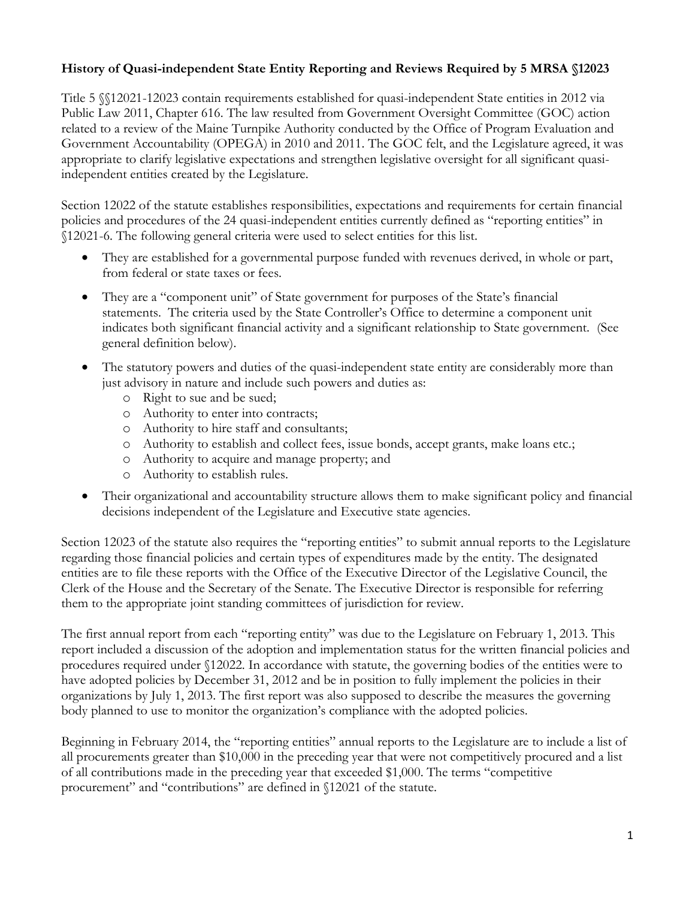**History of Quasi-independent State Entity Reporting and Reviews Required by 5 MRSA §12023**

Title 5 §§12021-12023 contain requirements established for quasi-independent State entities in 2012 via Public Law 2011, Chapter 616. The law resulted from Government Oversight Committee (GOC) action related to a review of the Maine Turnpike Authority conducted by the Office of Program Evaluation and Government Accountability (OPEGA) in 2010 and 2011. The GOC felt, and the Legislature agreed, it was appropriate to clarify legislative expectations and strengthen legislative oversight for all significant quasi-independent entities created by the Legislature.

Section 12022 of the statute establishes responsibilities, expectations and requirements for certain financial policies and procedures of the 24 quasi-independent entities currently defined as "reporting entities" in §12021-6. The following general criteria were used to select entities for this list.

- They are established for a governmental purpose funded with revenues derived, in whole or part, from federal or state taxes or fees.
- They are a "component unit" of State government for purposes of the State's financial statements. The criteria used by the State Controller's Office to determine a component unit indicates both significant financial activity and a significant relationship to State government. (See general definition below).
- The statutory powers and duties of the quasi-independent state entity are considerably more than just advisory in nature and include such powers and duties as:
  - Right to sue and be sued;
  - Authority to enter into contracts;
  - Authority to hire staff and consultants;
  - Authority to establish and collect fees, issue bonds, accept grants, make loans etc.;
  - Authority to acquire and manage property; and
  - Authority to establish rules.
- Their organizational and accountability structure allows them to make significant policy and financial decisions independent of the Legislature and Executive state agencies.

Section 12023 of the statute also requires the "reporting entities" to submit annual reports to the Legislature regarding those financial policies and certain types of expenditures made by the entity. The designated entities are to file these reports with the Office of the Executive Director of the Legislative Council, the Clerk of the House and the Secretary of the Senate. The Executive Director is responsible for referring them to the appropriate joint standing committees of jurisdiction for review.

The first annual report from each "reporting entity" was due to the Legislature on February 1, 2013. This report included a discussion of the adoption and implementation status for the written financial policies and procedures required under §12022. In accordance with statute, the governing bodies of the entities were to have adopted policies by December 31, 2012 and be in position to fully implement the policies in their organizations by July 1, 2013. The first report was also supposed to describe the measures the governing body planned to use to monitor the organization's compliance with the adopted policies.

Beginning in February 2014, the "reporting entities" annual reports to the Legislature are to include a list of all procurements greater than $10,000 in the preceding year that were not competitively procured and a list of all contributions made in the preceding year that exceeded $1,000. The terms "competitive procurement" and "contributions" are defined in §12021 of the statute.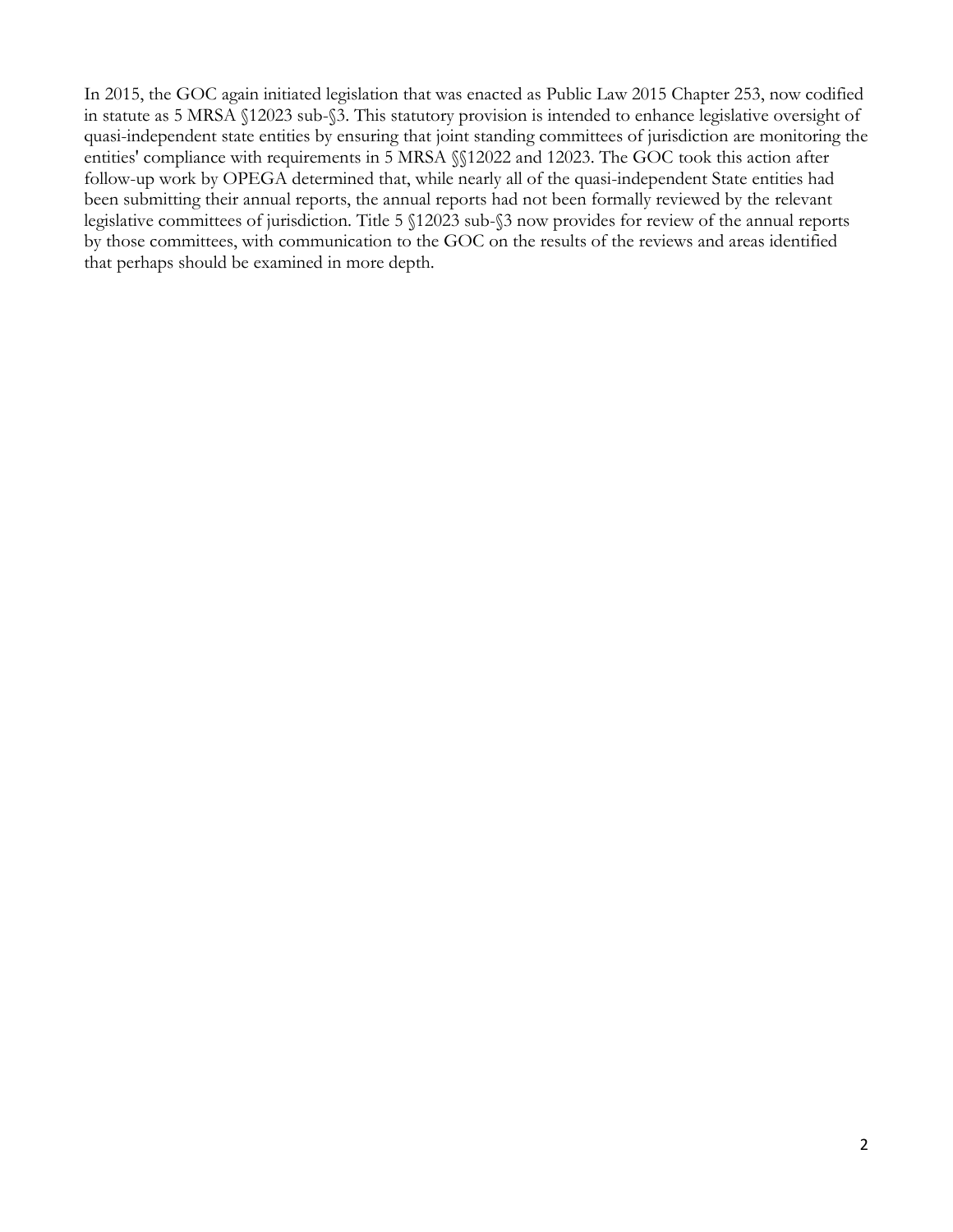In 2015, the GOC again initiated legislation that was enacted as Public Law 2015 Chapter 253, now codified in statute as 5 MRSA §12023 sub-§3. This statutory provision is intended to enhance legislative oversight of quasi-independent state entities by ensuring that joint standing committees of jurisdiction are monitoring the entities' compliance with requirements in 5 MRSA §§12022 and 12023. The GOC took this action after follow-up work by OPEGA determined that, while nearly all of the quasi-independent State entities had been submitting their annual reports, the annual reports had not been formally reviewed by the relevant legislative committees of jurisdiction. Title 5 §12023 sub-§3 now provides for review of the annual reports by those committees, with communication to the GOC on the results of the reviews and areas identified that perhaps should be examined in more depth.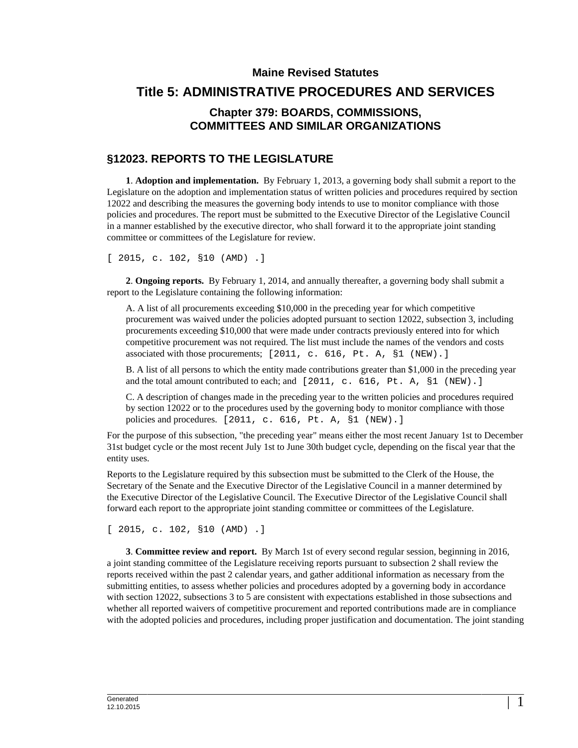**Maine Revised Statutes**

# Title 5: ADMINISTRATIVE PROCEDURES AND SERVICES

### Chapter 379: BOARDS, COMMISSIONS, COMMITTEES AND SIMILAR ORGANIZATIONS

## §12023. REPORTS TO THE LEGISLATURE

**1**. **Adoption and implementation.** By February 1, 2013, a governing body shall submit a report to the Legislature on the adoption and implementation status of written policies and procedures required by section 12022 and describing the measures the governing body intends to use to monitor compliance with those policies and procedures. The report must be submitted to the Executive Director of the Legislative Council in a manner established by the executive director, who shall forward it to the appropriate joint standing committee or committees of the Legislature for review.

[ 2015, c. 102, §10 (AMD) .]

**2**. **Ongoing reports.** By February 1, 2014, and annually thereafter, a governing body shall submit a report to the Legislature containing the following information:

A. A list of all procurements exceeding $10,000 in the preceding year for which competitive procurement was waived under the policies adopted pursuant to section 12022, subsection 3, including procurements exceeding $10,000 that were made under contracts previously entered into for which competitive procurement was not required. The list must include the names of the vendors and costs associated with those procurements; [2011, c. 616, Pt. A, §1 (NEW).]

B. A list of all persons to which the entity made contributions greater than $1,000 in the preceding year and the total amount contributed to each; and [2011, c. 616, Pt. A, §1 (NEW).]

C. A description of changes made in the preceding year to the written policies and procedures required by section 12022 or to the procedures used by the governing body to monitor compliance with those policies and procedures. [2011, c. 616, Pt. A, §1 (NEW).]

For the purpose of this subsection, "the preceding year" means either the most recent January 1st to December 31st budget cycle or the most recent July 1st to June 30th budget cycle, depending on the fiscal year that the entity uses.

Reports to the Legislature required by this subsection must be submitted to the Clerk of the House, the Secretary of the Senate and the Executive Director of the Legislative Council in a manner determined by the Executive Director of the Legislative Council. The Executive Director of the Legislative Council shall forward each report to the appropriate joint standing committee or committees of the Legislature.

[ 2015, c. 102, §10 (AMD) .]

**3**. **Committee review and report.** By March 1st of every second regular session, beginning in 2016, a joint standing committee of the Legislature receiving reports pursuant to subsection 2 shall review the reports received within the past 2 calendar years, and gather additional information as necessary from the submitting entities, to assess whether policies and procedures adopted by a governing body in accordance with section 12022, subsections 3 to 5 are consistent with expectations established in those subsections and whether all reported waivers of competitive procurement and reported contributions made are in compliance with the adopted policies and procedures, including proper justification and documentation. The joint standing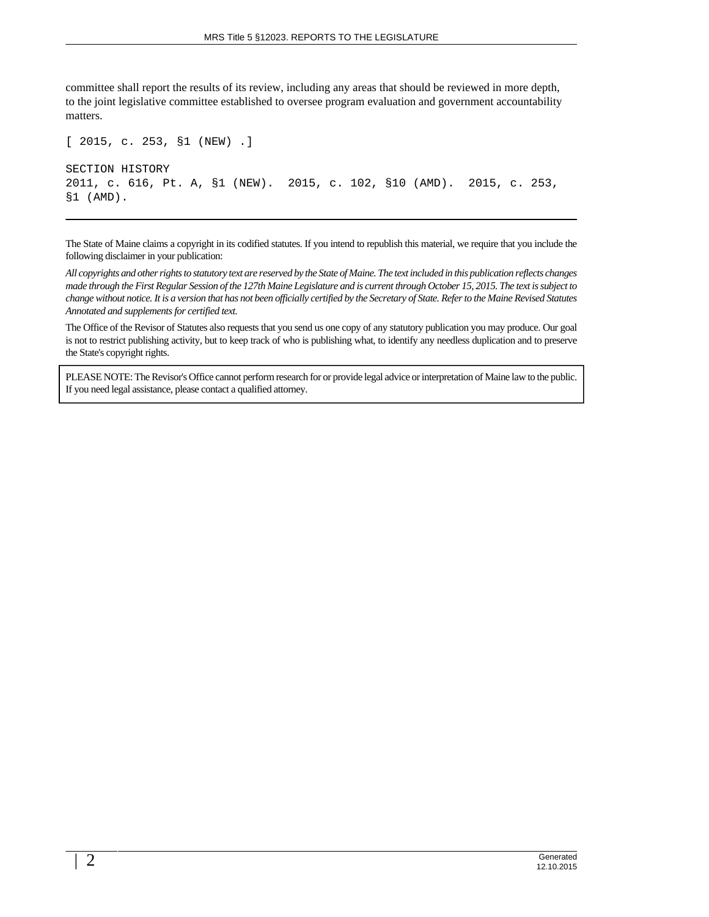committee shall report the results of its review, including any areas that should be reviewed in more depth, to the joint legislative committee established to oversee program evaluation and government accountability matters.

[ 2015, c. 253, §1 (NEW) .]

SECTION HISTORY
2011, c. 616, Pt. A, §1 (NEW). 2015, c. 102, §10 (AMD). 2015, c. 253, §1 (AMD).

---

The State of Maine claims a copyright in its codified statutes. If you intend to republish this material, we require that you include the following disclaimer in your publication:

*All copyrights and other rights to statutory text are reserved by the State of Maine. The text included in this publication reflects changes made through the First Regular Session of the 127th Maine Legislature and is current through October 15, 2015. The text is subject to change without notice. It is a version that has not been officially certified by the Secretary of State. Refer to the Maine Revised Statutes Annotated and supplements for certified text.*

The Office of the Revisor of Statutes also requests that you send us one copy of any statutory publication you may produce. Our goal is not to restrict publishing activity, but to keep track of who is publishing what, to identify any needless duplication and to preserve the State's copyright rights.

PLEASE NOTE: The Revisor's Office cannot perform research for or provide legal advice or interpretation of Maine law to the public. If you need legal assistance, please contact a qualified attorney.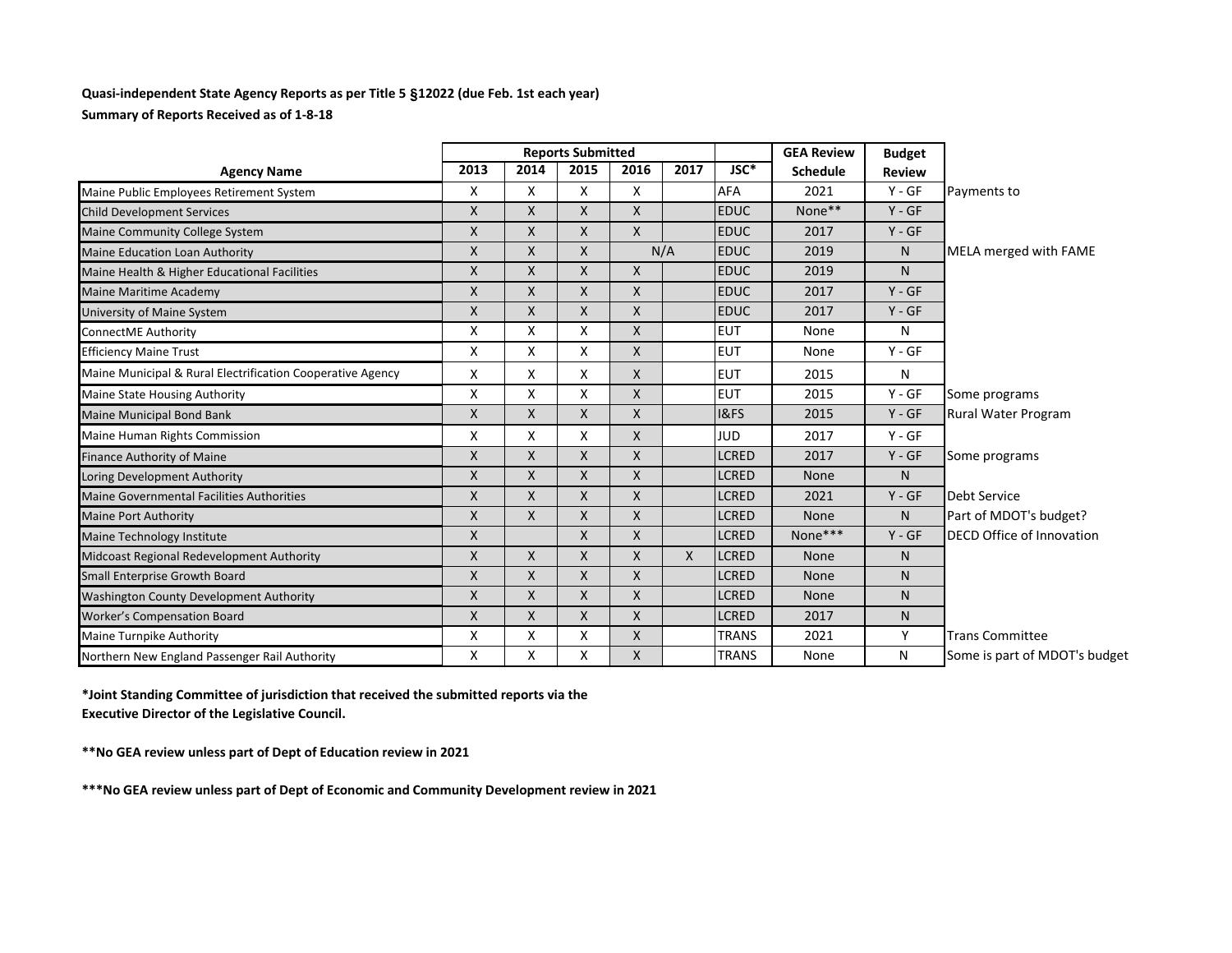**Quasi-independent State Agency Reports as per Title 5 §12022 (due Feb. 1st each year)**

**Summary of Reports Received as of 1-8-18**

| Agency Name | Reports Submitted 2013 | 2014 | 2015 | 2016 | 2017 | JSC* | GEA Review Schedule | Budget Review | |
|---|---|---|---|---|---|---|---|---|---|
| Maine Public Employees Retirement System | X | X | X | X | | AFA | 2021 | Y - GF | Payments to |
| Child Development Services | X | X | X | X | | EDUC | None** | Y - GF | |
| Maine Community College System | X | X | X | X | | EDUC | 2017 | Y - GF | |
| Maine Education Loan Authority | X | X | X | N/A | | EDUC | 2019 | N | MELA merged with FAME |
| Maine Health & Higher Educational Facilities | X | X | X | X | | EDUC | 2019 | N | |
| Maine Maritime Academy | X | X | X | X | | EDUC | 2017 | Y - GF | |
| University of Maine System | X | X | X | X | | EDUC | 2017 | Y - GF | |
| ConnectME Authority | X | X | X | X | | EUT | None | N | |
| Efficiency Maine Trust | X | X | X | X | | EUT | None | Y - GF | |
| Maine Municipal & Rural Electrification Cooperative Agency | X | X | X | X | | EUT | 2015 | N | |
| Maine State Housing Authority | X | X | X | X | | EUT | 2015 | Y - GF | Some programs |
| Maine Municipal Bond Bank | X | X | X | X | | I&FS | 2015 | Y - GF | Rural Water Program |
| Maine Human Rights Commission | X | X | X | X | | JUD | 2017 | Y - GF | |
| Finance Authority of Maine | X | X | X | X | | LCRED | 2017 | Y - GF | Some programs |
| Loring Development Authority | X | X | X | X | | LCRED | None | N | |
| Maine Governmental Facilities Authorities | X | X | X | X | | LCRED | 2021 | Y - GF | Debt Service |
| Maine Port Authority | X | X | X | X | | LCRED | None | N | Part of MDOT's budget? |
| Maine Technology Institute | X | | X | X | | LCRED | None*** | Y - GF | DECD Office of Innovation |
| Midcoast Regional Redevelopment Authority | X | X | X | X | X | LCRED | None | N | |
| Small Enterprise Growth Board | X | X | X | X | | LCRED | None | N | |
| Washington County Development Authority | X | X | X | X | | LCRED | None | N | |
| Worker's Compensation Board | X | X | X | X | | LCRED | 2017 | N | |
| Maine Turnpike Authority | X | X | X | X | | TRANS | 2021 | Y | Trans Committee |
| Northern New England Passenger Rail Authority | X | X | X | X | | TRANS | None | N | Some is part of MDOT's budget |

**\*Joint Standing Committee of jurisdiction that received the submitted reports via the Executive Director of the Legislative Council.**

**\*\*No GEA review unless part of Dept of Education review in 2021**

**\*\*\*No GEA review unless part of Dept of Economic and Community Development review in 2021**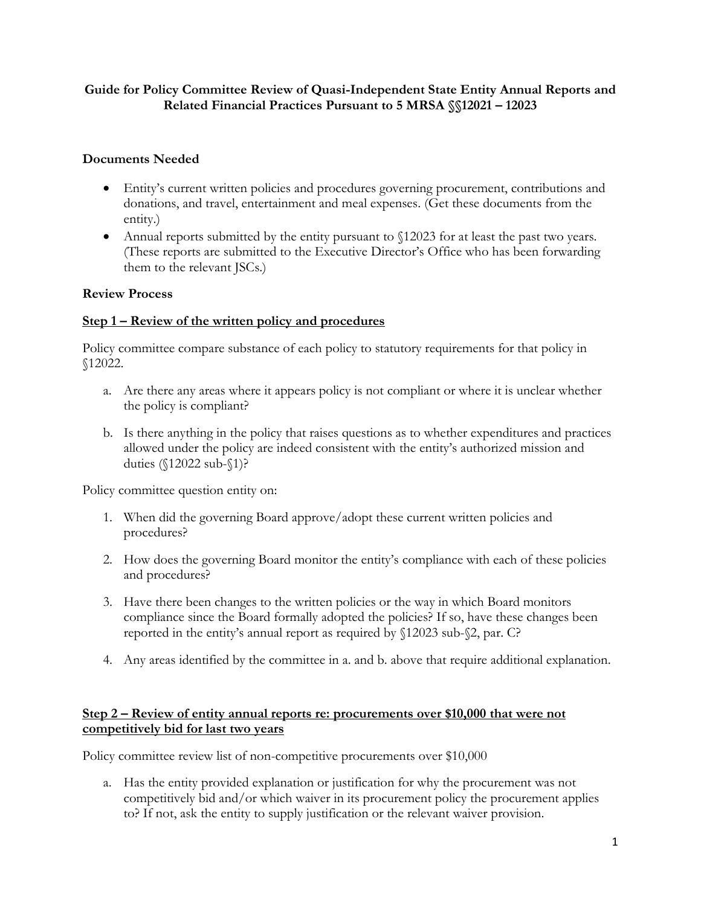**Guide for Policy Committee Review of Quasi-Independent State Entity Annual Reports and Related Financial Practices Pursuant to 5 MRSA §§12021 – 12023**

**Documents Needed**

- Entity's current written policies and procedures governing procurement, contributions and donations, and travel, entertainment and meal expenses. (Get these documents from the entity.)
- Annual reports submitted by the entity pursuant to §12023 for at least the past two years. (These reports are submitted to the Executive Director's Office who has been forwarding them to the relevant JSCs.)

**Review Process**

**<u>Step 1 – Review of the written policy and procedures</u>**

Policy committee compare substance of each policy to statutory requirements for that policy in §12022.

a. Are there any areas where it appears policy is not compliant or where it is unclear whether the policy is compliant?

b. Is there anything in the policy that raises questions as to whether expenditures and practices allowed under the policy are indeed consistent with the entity's authorized mission and duties (§12022 sub-§1)?

Policy committee question entity on:

1. When did the governing Board approve/adopt these current written policies and procedures?

2. How does the governing Board monitor the entity's compliance with each of these policies and procedures?

3. Have there been changes to the written policies or the way in which Board monitors compliance since the Board formally adopted the policies? If so, have these changes been reported in the entity's annual report as required by §12023 sub-§2, par. C?

4. Any areas identified by the committee in a. and b. above that require additional explanation.

**<u>Step 2 – Review of entity annual reports re: procurements over $10,000 that were not competitively bid for last two years</u>**

Policy committee review list of non-competitive procurements over $10,000

a. Has the entity provided explanation or justification for why the procurement was not competitively bid and/or which waiver in its procurement policy the procurement applies to? If not, ask the entity to supply justification or the relevant waiver provision.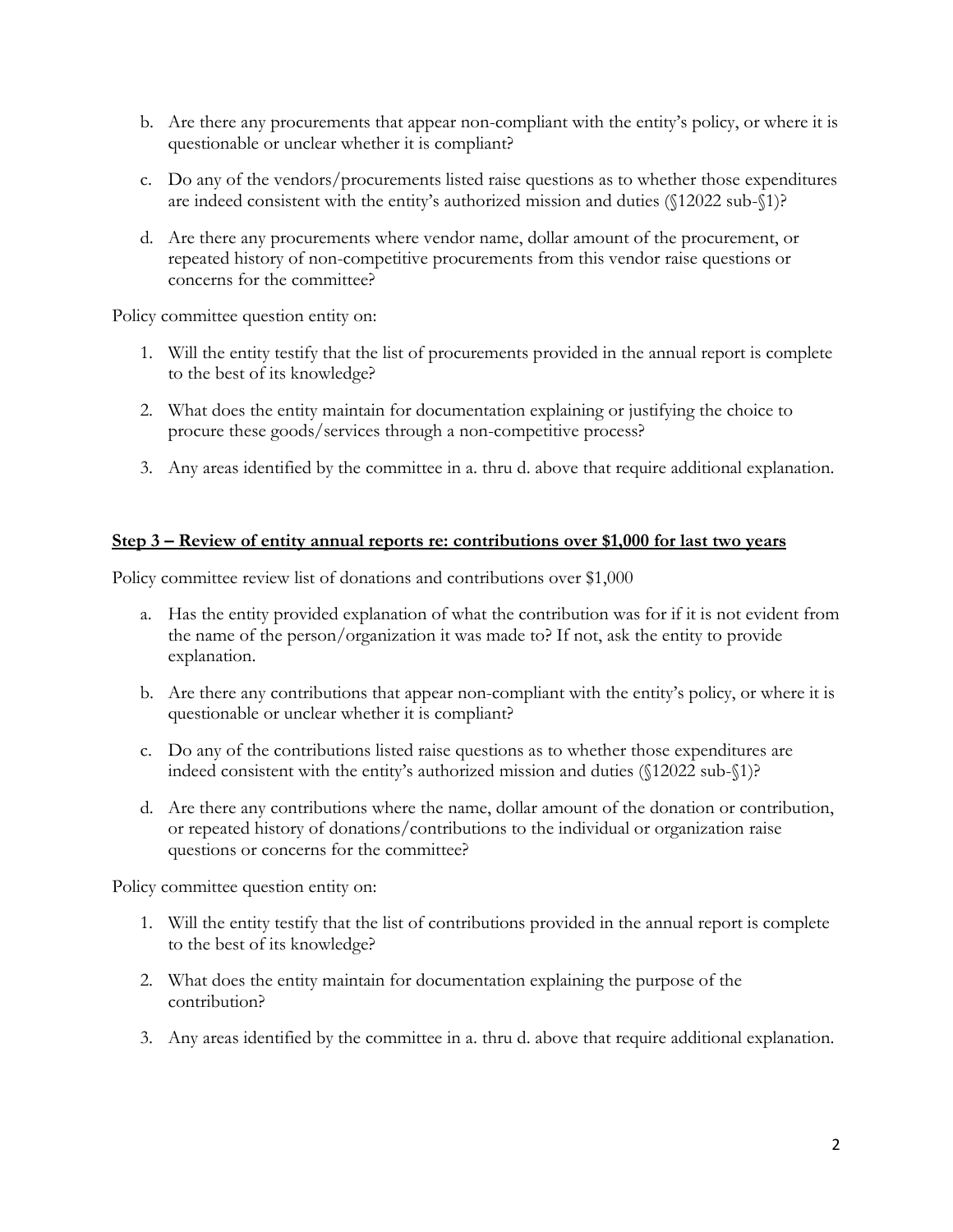b. Are there any procurements that appear non-compliant with the entity's policy, or where it is questionable or unclear whether it is compliant?

c. Do any of the vendors/procurements listed raise questions as to whether those expenditures are indeed consistent with the entity's authorized mission and duties (§12022 sub-§1)?

d. Are there any procurements where vendor name, dollar amount of the procurement, or repeated history of non-competitive procurements from this vendor raise questions or concerns for the committee?

Policy committee question entity on:

1. Will the entity testify that the list of procurements provided in the annual report is complete to the best of its knowledge?

2. What does the entity maintain for documentation explaining or justifying the choice to procure these goods/services through a non-competitive process?

3. Any areas identified by the committee in a. thru d. above that require additional explanation.

**<u>Step 3 – Review of entity annual reports re: contributions over $1,000 for last two years</u>**

Policy committee review list of donations and contributions over $1,000

a. Has the entity provided explanation of what the contribution was for if it is not evident from the name of the person/organization it was made to? If not, ask the entity to provide explanation.

b. Are there any contributions that appear non-compliant with the entity's policy, or where it is questionable or unclear whether it is compliant?

c. Do any of the contributions listed raise questions as to whether those expenditures are indeed consistent with the entity's authorized mission and duties (§12022 sub-§1)?

d. Are there any contributions where the name, dollar amount of the donation or contribution, or repeated history of donations/contributions to the individual or organization raise questions or concerns for the committee?

Policy committee question entity on:

1. Will the entity testify that the list of contributions provided in the annual report is complete to the best of its knowledge?

2. What does the entity maintain for documentation explaining the purpose of the contribution?

3. Any areas identified by the committee in a. thru d. above that require additional explanation.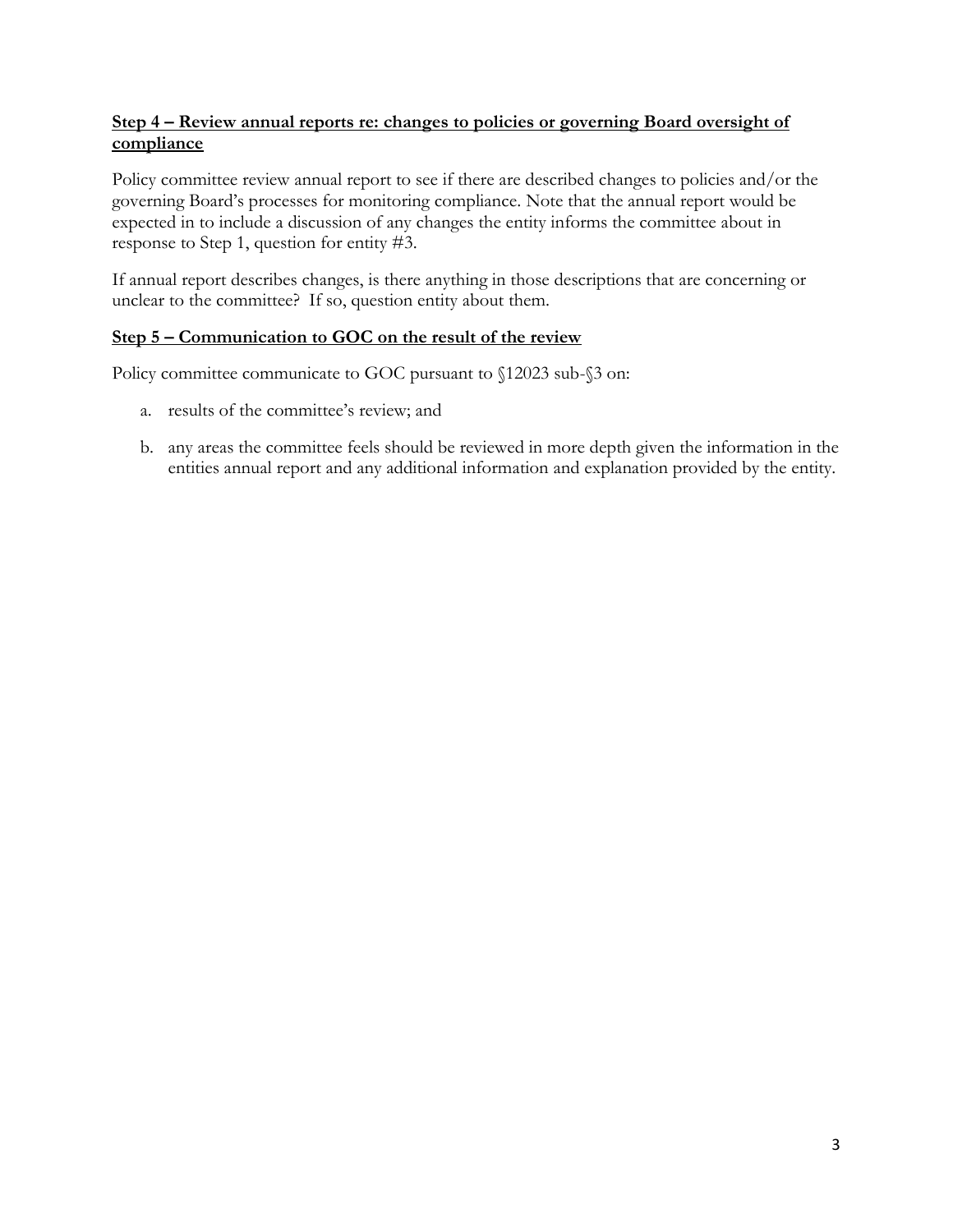**<u>Step 4 – Review annual reports re: changes to policies or governing Board oversight of compliance</u>**

Policy committee review annual report to see if there are described changes to policies and/or the governing Board's processes for monitoring compliance. Note that the annual report would be expected in to include a discussion of any changes the entity informs the committee about in response to Step 1, question for entity #3.

If annual report describes changes, is there anything in those descriptions that are concerning or unclear to the committee? If so, question entity about them.

**<u>Step 5 – Communication to GOC on the result of the review</u>**

Policy committee communicate to GOC pursuant to §12023 sub-§3 on:

a. results of the committee's review; and

b. any areas the committee feels should be reviewed in more depth given the information in the entities annual report and any additional information and explanation provided by the entity.